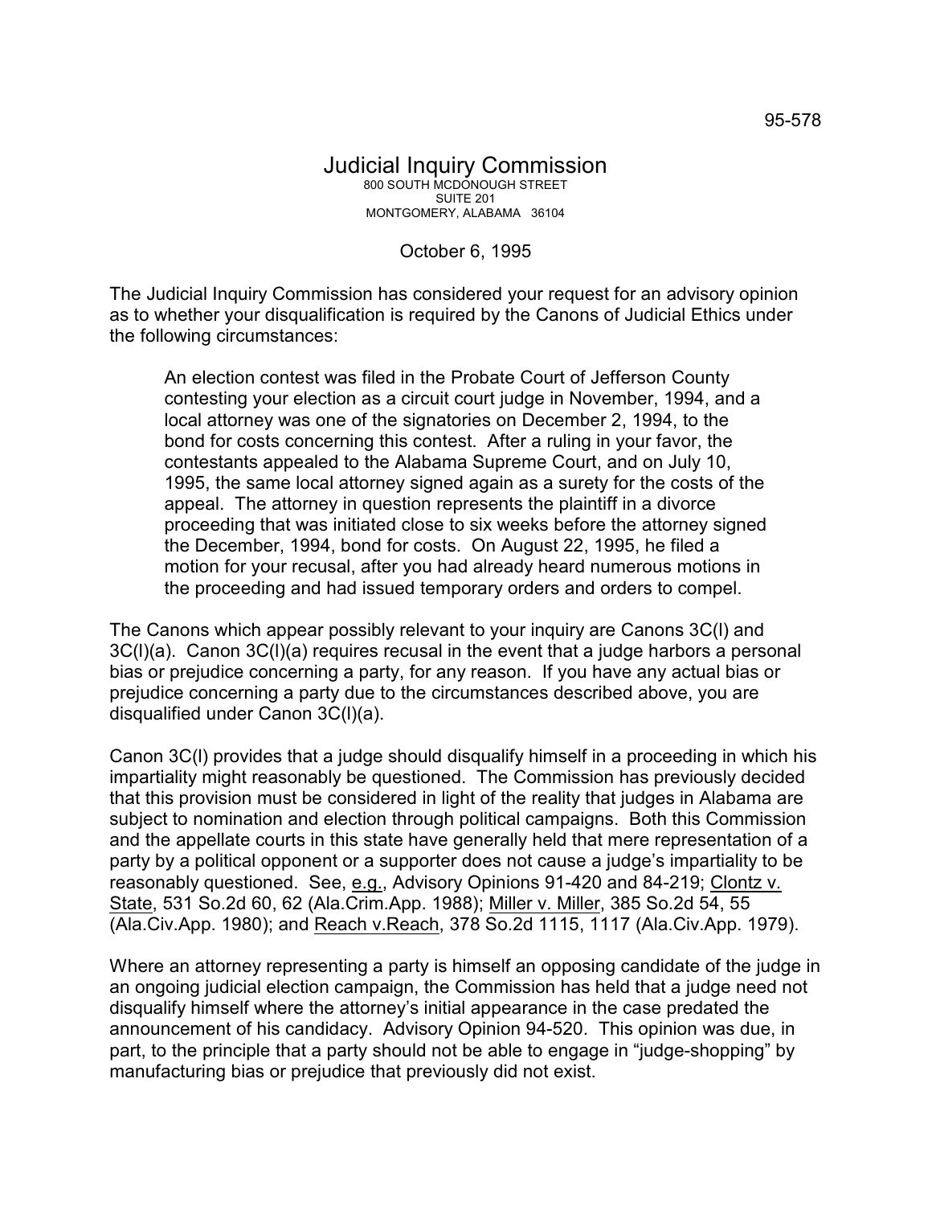95-578

# Judicial Inquiry Commission

800 SOUTH MCDONOUGH STREET
SUITE 201
MONTGOMERY, ALABAMA 36104

October 6, 1995

The Judicial Inquiry Commission has considered your request for an advisory opinion as to whether your disqualification is required by the Canons of Judicial Ethics under the following circumstances:

> An election contest was filed in the Probate Court of Jefferson County contesting your election as a circuit court judge in November, 1994, and a local attorney was one of the signatories on December 2, 1994, to the bond for costs concerning this contest. After a ruling in your favor, the contestants appealed to the Alabama Supreme Court, and on July 10, 1995, the same local attorney signed again as a surety for the costs of the appeal. The attorney in question represents the plaintiff in a divorce proceeding that was initiated close to six weeks before the attorney signed the December, 1994, bond for costs. On August 22, 1995, he filed a motion for your recusal, after you had already heard numerous motions in the proceeding and had issued temporary orders and orders to compel.

The Canons which appear possibly relevant to your inquiry are Canons 3C(l) and 3C(l)(a). Canon 3C(l)(a) requires recusal in the event that a judge harbors a personal bias or prejudice concerning a party, for any reason. If you have any actual bias or prejudice concerning a party due to the circumstances described above, you are disqualified under Canon 3C(l)(a).

Canon 3C(l) provides that a judge should disqualify himself in a proceeding in which his impartiality might reasonably be questioned. The Commission has previously decided that this provision must be considered in light of the reality that judges in Alabama are subject to nomination and election through political campaigns. Both this Commission and the appellate courts in this state have generally held that mere representation of a party by a political opponent or a supporter does not cause a judge's impartiality to be reasonably questioned. See, e.g., Advisory Opinions 91-420 and 84-219; Clontz v. State, 531 So.2d 60, 62 (Ala.Crim.App. 1988); Miller v. Miller, 385 So.2d 54, 55 (Ala.Civ.App. 1980); and Reach v.Reach, 378 So.2d 1115, 1117 (Ala.Civ.App. 1979).

Where an attorney representing a party is himself an opposing candidate of the judge in an ongoing judicial election campaign, the Commission has held that a judge need not disqualify himself where the attorney's initial appearance in the case predated the announcement of his candidacy. Advisory Opinion 94-520. This opinion was due, in part, to the principle that a party should not be able to engage in "judge-shopping" by manufacturing bias or prejudice that previously did not exist.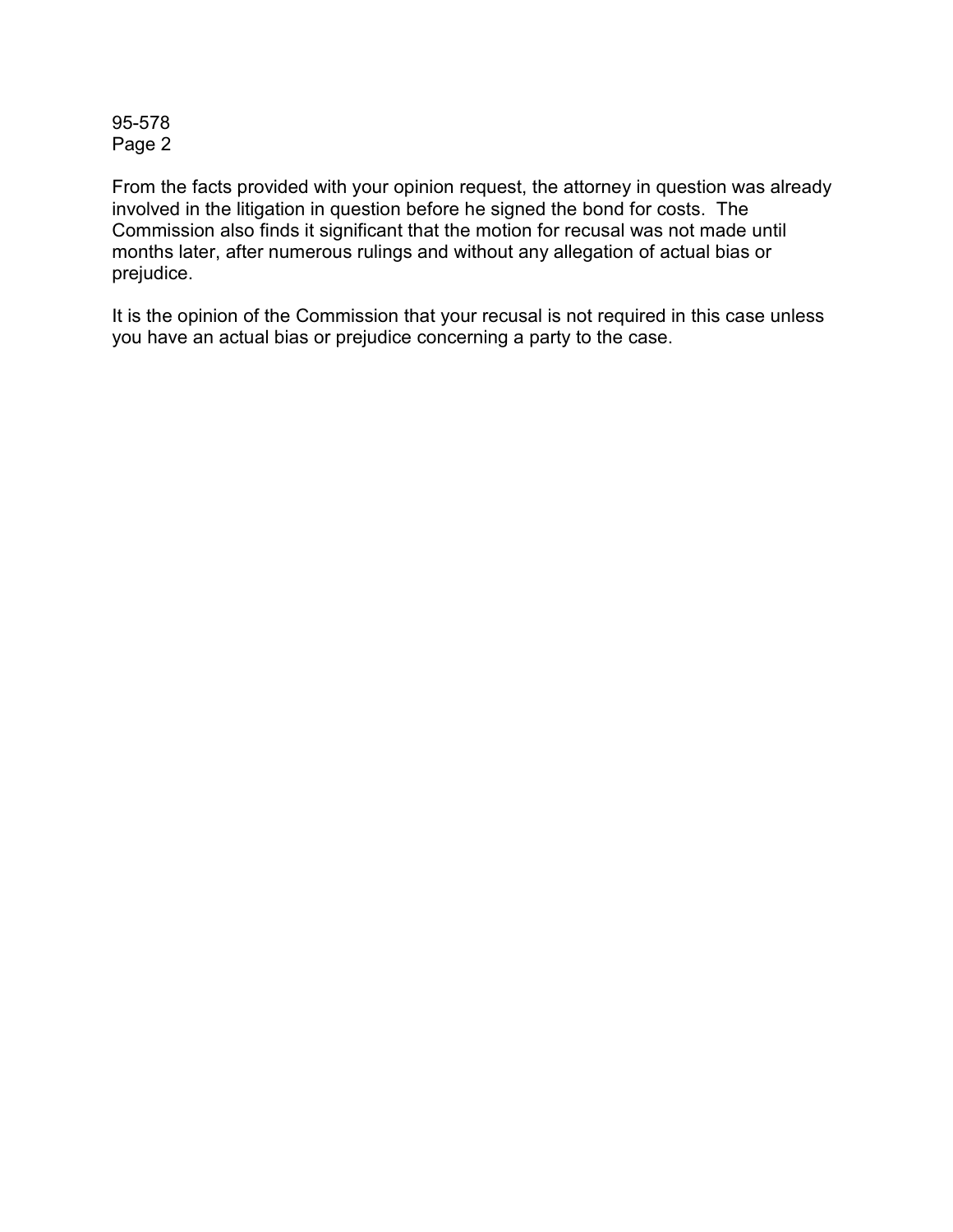From the facts provided with your opinion request, the attorney in question was already involved in the litigation in question before he signed the bond for costs. The Commission also finds it significant that the motion for recusal was not made until months later, after numerous rulings and without any allegation of actual bias or prejudice.

It is the opinion of the Commission that your recusal is not required in this case unless you have an actual bias or prejudice concerning a party to the case.